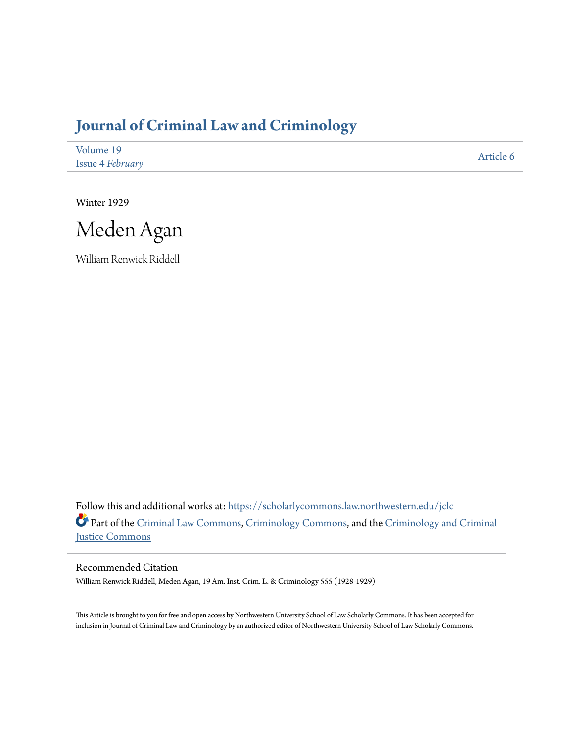# Journal of Criminal Law and Criminology

Volume 19
Issue 4 *February*

Article 6

Winter 1929

# Meden Agan

William Renwick Riddell

Follow this and additional works at: https://scholarlycommons.law.northwestern.edu/jclc

Part of the Criminal Law Commons, Criminology Commons, and the Criminology and Criminal Justice Commons

## Recommended Citation

William Renwick Riddell, Meden Agan, 19 Am. Inst. Crim. L. & Criminology 555 (1928-1929)

This Article is brought to you for free and open access by Northwestern University School of Law Scholarly Commons. It has been accepted for inclusion in Journal of Criminal Law and Criminology by an authorized editor of Northwestern University School of Law Scholarly Commons.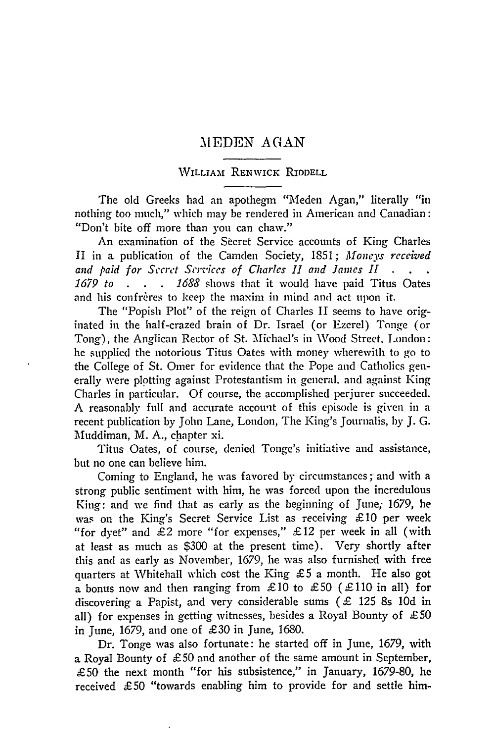# MEDEN AGAN

WILLIAM RENWICK RIDDELL

The old Greeks had an apothegm "Meden Agan," literally "in nothing too much," which may be rendered in American and Canadian: "Don't bite off more than you can chaw."

An examination of the Secret Service accounts of King Charles II in a publication of the Camden Society, 1851; *Moneys received and paid for Secret Services of Charles II and James II . . . 1679 to . . . 1688* shows that it would have paid Titus Oates and his confrères to keep the maxim in mind and act upon it.

The "Popish Plot" of the reign of Charles II seems to have originated in the half-crazed brain of Dr. Israel (or Ezerel) Tonge (or Tong), the Anglican Rector of St. Michael's in Wood Street, London: he supplied the notorious Titus Oates with money wherewith to go to the College of St. Omer for evidence that the Pope and Catholics generally were plotting against Protestantism in general, and against King Charles in particular. Of course, the accomplished perjurer succeeded. A reasonably full and accurate account of this episode is given in a recent publication by John Lane, London, The King's Journalis, by J. G. Muddiman, M. A., chapter xi.

Titus Oates, of course, denied Tonge's initiative and assistance, but no one can believe him.

Coming to England, he was favored by circumstances; and with a strong public sentiment with him, he was forced upon the incredulous King: and we find that as early as the beginning of June, 1679, he was on the King's Secret Service List as receiving £10 per week "for dyet" and £2 more "for expenses," £12 per week in all (with at least as much as $300 at the present time). Very shortly after this and as early as November, 1679, he was also furnished with free quarters at Whitehall which cost the King £5 a month. He also got a bonus now and then ranging from £10 to £50 (£110 in all) for discovering a Papist, and very considerable sums (£ 125 8s 10d in all) for expenses in getting witnesses, besides a Royal Bounty of £50 in June, 1679, and one of £30 in June, 1680.

Dr. Tonge was also fortunate: he started off in June, 1679, with a Royal Bounty of £50 and another of the same amount in September, £50 the next month "for his subsistence," in January, 1679-80, he received £50 "towards enabling him to provide for and settle him-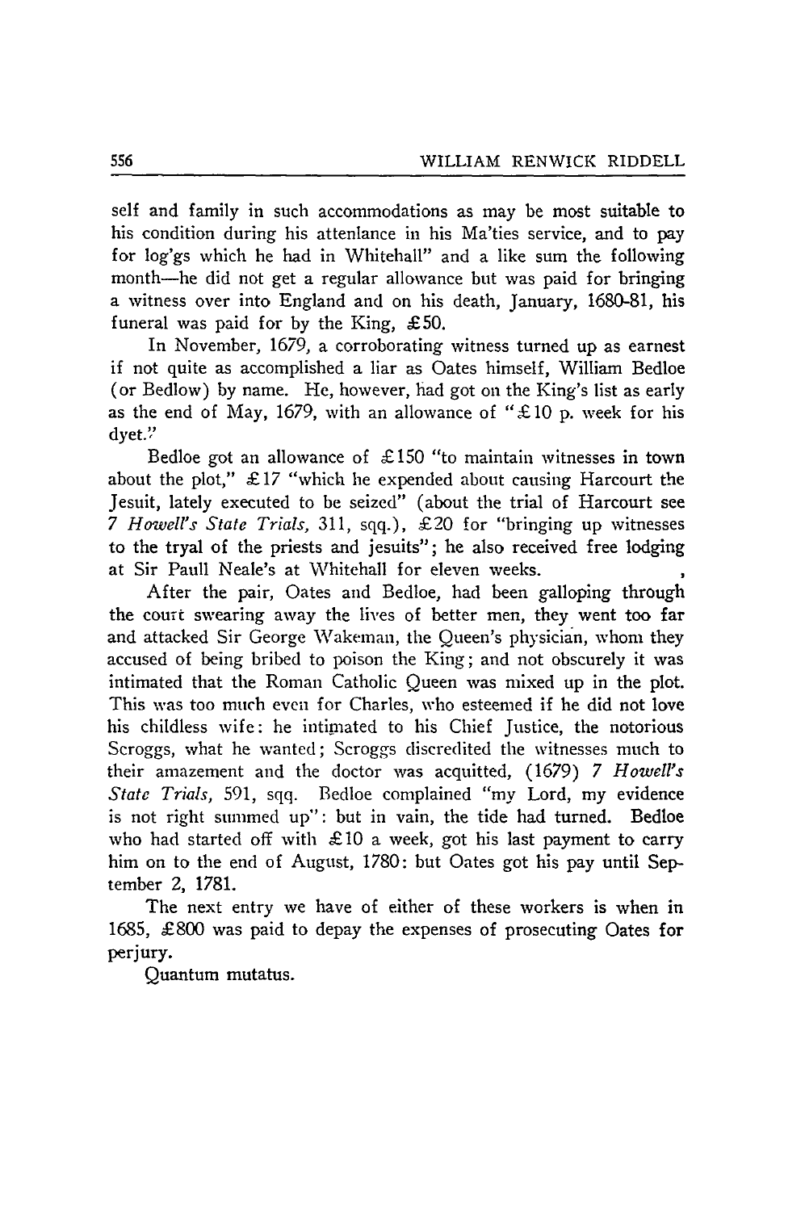self and family in such accommodations as may be most suitable to his condition during his attenlance in his Ma'ties service, and to pay for log'gs which he had in Whitehall" and a like sum the following month—he did not get a regular allowance but was paid for bringing a witness over into England and on his death, January, 1680-81, his funeral was paid for by the King, £50.

In November, 1679, a corroborating witness turned up as earnest if not quite as accomplished a liar as Oates himself, William Bedloe (or Bedlow) by name. He, however, had got on the King's list as early as the end of May, 1679, with an allowance of "£10 p. week for his dyet."

Bedloe got an allowance of £150 "to maintain witnesses in town about the plot," £17 "which he expended about causing Harcourt the Jesuit, lately executed to be seized" (about the trial of Harcourt see *7 Howell's State Trials,* 311, sqq.), £20 for "bringing up witnesses to the tryal of the priests and jesuits"; he also received free lodging at Sir Paull Neale's at Whitehall for eleven weeks.

After the pair, Oates and Bedloe, had been galloping through the court swearing away the lives of better men, they went too far and attacked Sir George Wakeman, the Queen's physician, whom they accused of being bribed to poison the King; and not obscurely it was intimated that the Roman Catholic Queen was mixed up in the plot. This was too much even for Charles, who esteemed if he did not love his childless wife: he intimated to his Chief Justice, the notorious Scroggs, what he wanted; Scroggs discredited the witnesses much to their amazement and the doctor was acquitted, (1679) *7 Howell's State Trials,* 591, sqq. Bedloe complained "my Lord, my evidence is not right summed up": but in vain, the tide had turned. Bedloe who had started off with £10 a week, got his last payment to carry him on to the end of August, 1780: but Oates got his pay until September 2, 1781.

The next entry we have of either of these workers is when in 1685, £800 was paid to depay the expenses of prosecuting Oates for perjury.

Quantum mutatus.